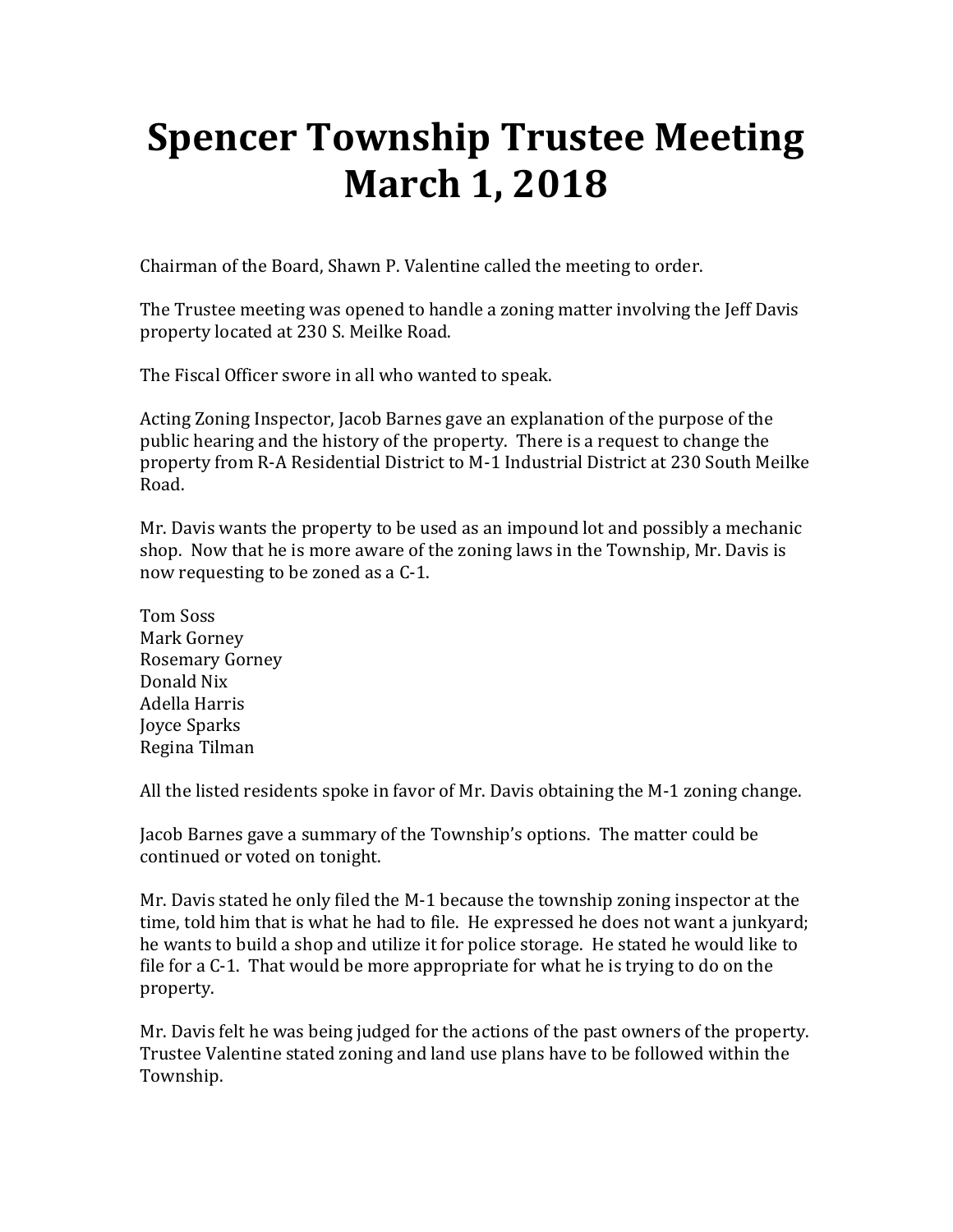# Spencer Township Trustee Meeting March 1, 2018

Chairman of the Board, Shawn P. Valentine called the meeting to order.

The Trustee meeting was opened to handle a zoning matter involving the Jeff Davis property located at 230 S. Meilke Road.

The Fiscal Officer swore in all who wanted to speak.

Acting Zoning Inspector, Jacob Barnes gave an explanation of the purpose of the public hearing and the history of the property. There is a request to change the property from R-A Residential District to M-1 Industrial District at 230 South Meilke Road.

Mr. Davis wants the property to be used as an impound lot and possibly a mechanic shop. Now that he is more aware of the zoning laws in the Township, Mr. Davis is now requesting to be zoned as a C-1.

Tom Soss
Mark Gorney
Rosemary Gorney
Donald Nix
Adella Harris
Joyce Sparks
Regina Tilman

All the listed residents spoke in favor of Mr. Davis obtaining the M-1 zoning change.

Jacob Barnes gave a summary of the Township's options. The matter could be continued or voted on tonight.

Mr. Davis stated he only filed the M-1 because the township zoning inspector at the time, told him that is what he had to file. He expressed he does not want a junkyard; he wants to build a shop and utilize it for police storage. He stated he would like to file for a C-1. That would be more appropriate for what he is trying to do on the property.

Mr. Davis felt he was being judged for the actions of the past owners of the property. Trustee Valentine stated zoning and land use plans have to be followed within the Township.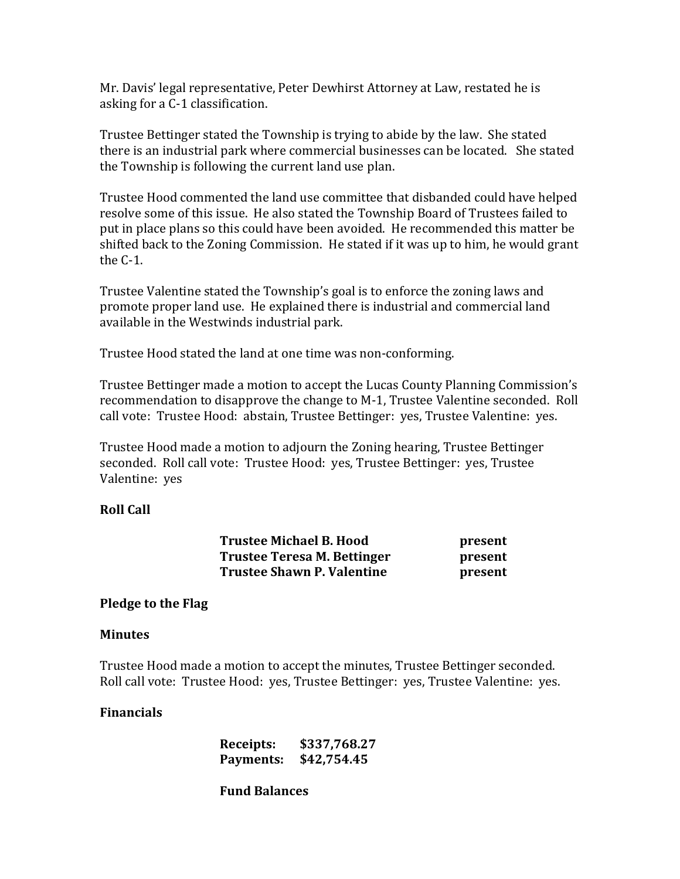Mr. Davis' legal representative, Peter Dewhirst Attorney at Law, restated he is asking for a C-1 classification.

Trustee Bettinger stated the Township is trying to abide by the law. She stated there is an industrial park where commercial businesses can be located. She stated the Township is following the current land use plan.

Trustee Hood commented the land use committee that disbanded could have helped resolve some of this issue. He also stated the Township Board of Trustees failed to put in place plans so this could have been avoided. He recommended this matter be shifted back to the Zoning Commission. He stated if it was up to him, he would grant the C-1.

Trustee Valentine stated the Township's goal is to enforce the zoning laws and promote proper land use. He explained there is industrial and commercial land available in the Westwinds industrial park.

Trustee Hood stated the land at one time was non-conforming.

Trustee Bettinger made a motion to accept the Lucas County Planning Commission's recommendation to disapprove the change to M-1, Trustee Valentine seconded. Roll call vote: Trustee Hood: abstain, Trustee Bettinger: yes, Trustee Valentine: yes.

Trustee Hood made a motion to adjourn the Zoning hearing, Trustee Bettinger seconded. Roll call vote: Trustee Hood: yes, Trustee Bettinger: yes, Trustee Valentine: yes

**Roll Call**

| | |
|---|---|
| **Trustee Michael B. Hood** | **present** |
| **Trustee Teresa M. Bettinger** | **present** |
| **Trustee Shawn P. Valentine** | **present** |

**Pledge to the Flag**

**Minutes**

Trustee Hood made a motion to accept the minutes, Trustee Bettinger seconded. Roll call vote: Trustee Hood: yes, Trustee Bettinger: yes, Trustee Valentine: yes.

**Financials**

**Receipts: $337,768.27**
**Payments: $42,754.45**

**Fund Balances**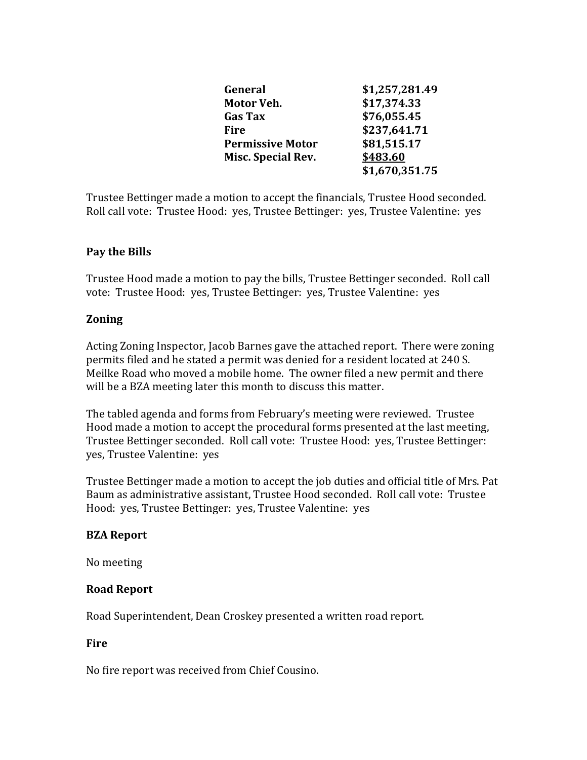| | |
|---|---|
| **General** | **$1,257,281.49** |
| **Motor Veh.** | **$17,374.33** |
| **Gas Tax** | **$76,055.45** |
| **Fire** | **$237,641.71** |
| **Permissive Motor** | **$81,515.17** |
| **Misc. Special Rev.** | **$483.60** |
| | **$1,670,351.75** |

Trustee Bettinger made a motion to accept the financials, Trustee Hood seconded. Roll call vote: Trustee Hood: yes, Trustee Bettinger: yes, Trustee Valentine: yes

**Pay the Bills**

Trustee Hood made a motion to pay the bills, Trustee Bettinger seconded. Roll call vote: Trustee Hood: yes, Trustee Bettinger: yes, Trustee Valentine: yes

**Zoning**

Acting Zoning Inspector, Jacob Barnes gave the attached report. There were zoning permits filed and he stated a permit was denied for a resident located at 240 S. Meilke Road who moved a mobile home. The owner filed a new permit and there will be a BZA meeting later this month to discuss this matter.

The tabled agenda and forms from February's meeting were reviewed. Trustee Hood made a motion to accept the procedural forms presented at the last meeting, Trustee Bettinger seconded. Roll call vote: Trustee Hood: yes, Trustee Bettinger: yes, Trustee Valentine: yes

Trustee Bettinger made a motion to accept the job duties and official title of Mrs. Pat Baum as administrative assistant, Trustee Hood seconded. Roll call vote: Trustee Hood: yes, Trustee Bettinger: yes, Trustee Valentine: yes

**BZA Report**

No meeting

**Road Report**

Road Superintendent, Dean Croskey presented a written road report.

**Fire**

No fire report was received from Chief Cousino.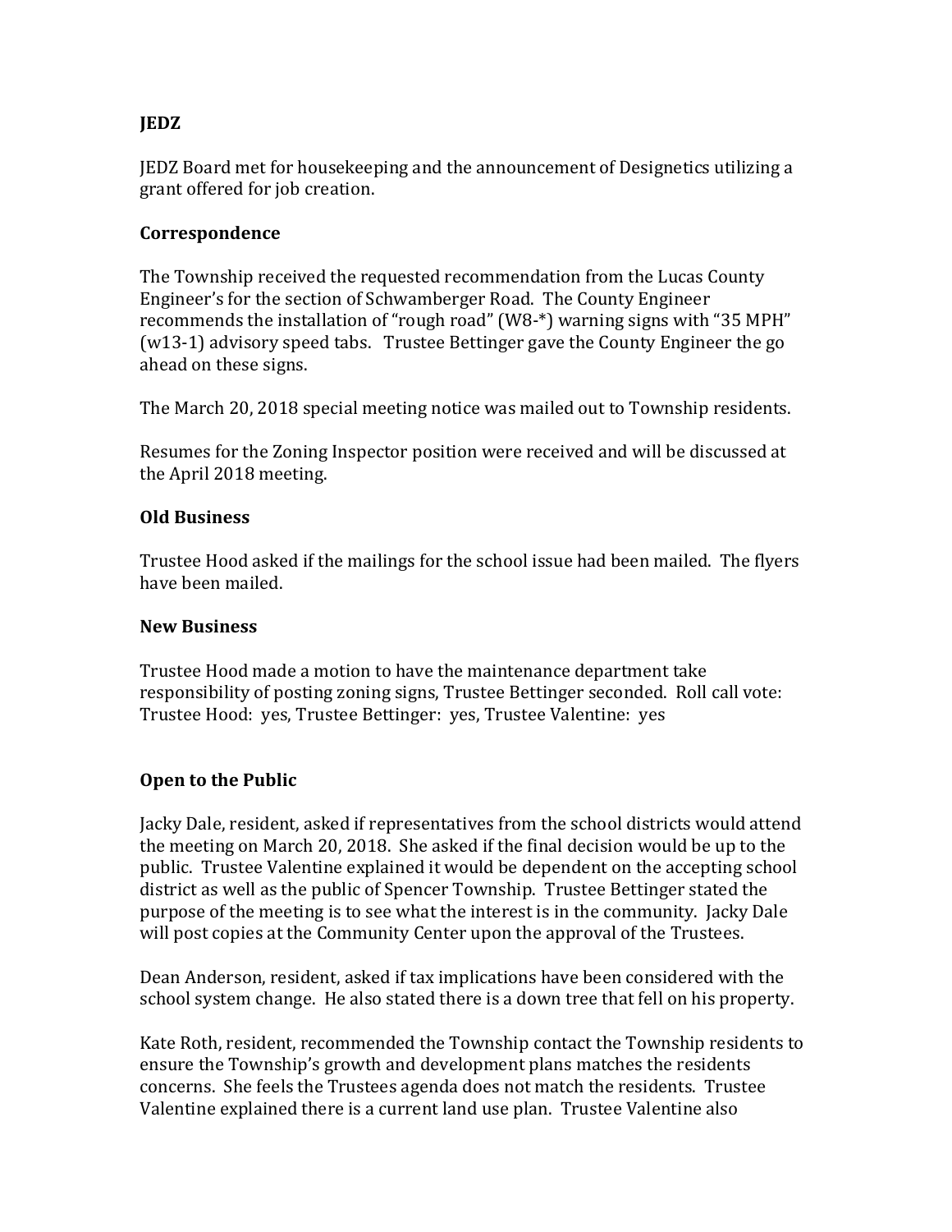### JEDZ

JEDZ Board met for housekeeping and the announcement of Designetics utilizing a grant offered for job creation.

### Correspondence

The Township received the requested recommendation from the Lucas County Engineer's for the section of Schwamberger Road. The County Engineer recommends the installation of "rough road" (W8-*) warning signs with "35 MPH" (w13-1) advisory speed tabs. Trustee Bettinger gave the County Engineer the go ahead on these signs.

The March 20, 2018 special meeting notice was mailed out to Township residents.

Resumes for the Zoning Inspector position were received and will be discussed at the April 2018 meeting.

### Old Business

Trustee Hood asked if the mailings for the school issue had been mailed. The flyers have been mailed.

### New Business

Trustee Hood made a motion to have the maintenance department take responsibility of posting zoning signs, Trustee Bettinger seconded. Roll call vote: Trustee Hood: yes, Trustee Bettinger: yes, Trustee Valentine: yes

### Open to the Public

Jacky Dale, resident, asked if representatives from the school districts would attend the meeting on March 20, 2018. She asked if the final decision would be up to the public. Trustee Valentine explained it would be dependent on the accepting school district as well as the public of Spencer Township. Trustee Bettinger stated the purpose of the meeting is to see what the interest is in the community. Jacky Dale will post copies at the Community Center upon the approval of the Trustees.

Dean Anderson, resident, asked if tax implications have been considered with the school system change. He also stated there is a down tree that fell on his property.

Kate Roth, resident, recommended the Township contact the Township residents to ensure the Township's growth and development plans matches the residents concerns. She feels the Trustees agenda does not match the residents. Trustee Valentine explained there is a current land use plan. Trustee Valentine also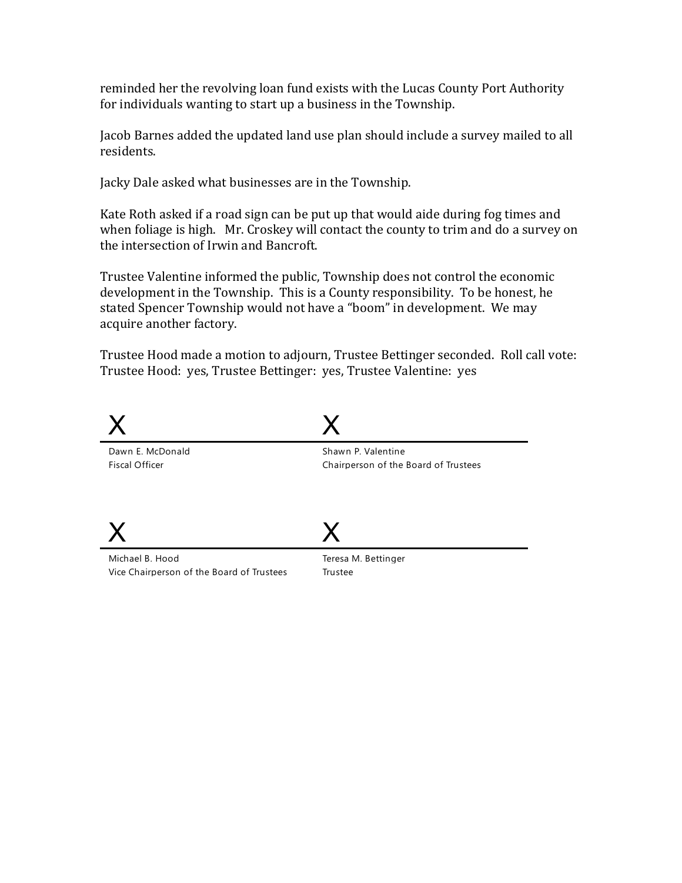reminded her the revolving loan fund exists with the Lucas County Port Authority for individuals wanting to start up a business in the Township.

Jacob Barnes added the updated land use plan should include a survey mailed to all residents.

Jacky Dale asked what businesses are in the Township.

Kate Roth asked if a road sign can be put up that would aide during fog times and when foliage is high. Mr. Croskey will contact the county to trim and do a survey on the intersection of Irwin and Bancroft.

Trustee Valentine informed the public, Township does not control the economic development in the Township. This is a County responsibility. To be honest, he stated Spencer Township would not have a "boom" in development. We may acquire another factory.

Trustee Hood made a motion to adjourn, Trustee Bettinger seconded. Roll call vote: Trustee Hood: yes, Trustee Bettinger: yes, Trustee Valentine: yes

X

Dawn E. McDonald
Fiscal Officer

X

Shawn P. Valentine
Chairperson of the Board of Trustees

X

Michael B. Hood
Vice Chairperson of the Board of Trustees

X

Teresa M. Bettinger
Trustee